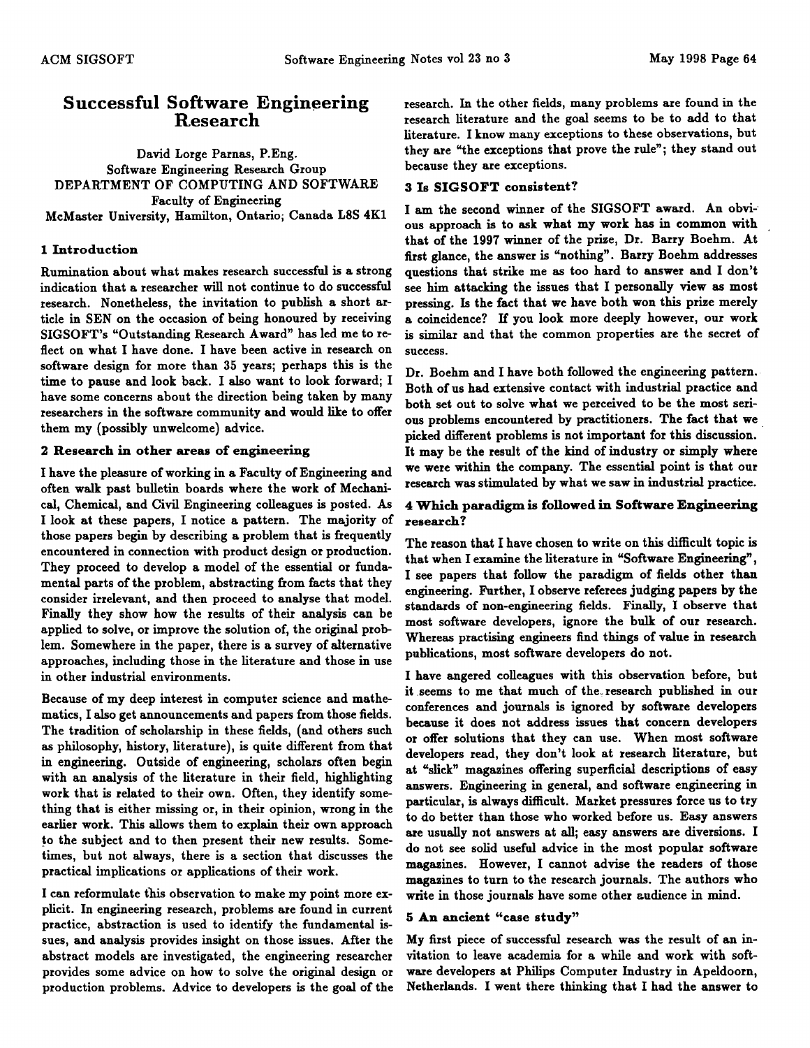# Successful Software Engineering Research

David Lorge Parnas, P.Eng.
Software Engineering Research Group
DEPARTMENT OF COMPUTING AND SOFTWARE
Faculty of Engineering
McMaster University, Hamilton, Ontario; Canada L8S 4K1

## 1 Introduction

Rumination about what makes research successful is a strong indication that a researcher will not continue to do successful research. Nonetheless, the invitation to publish a short article in SEN on the occasion of being honoured by receiving SIGSOFT's "Outstanding Research Award" has led me to reflect on what I have done. I have been active in research on software design for more than 35 years; perhaps this is the time to pause and look back. I also want to look forward; I have some concerns about the direction being taken by many researchers in the software community and would like to offer them my (possibly unwelcome) advice.

## 2 Research in other areas of engineering

I have the pleasure of working in a Faculty of Engineering and often walk past bulletin boards where the work of Mechanical, Chemical, and Civil Engineering colleagues is posted. As I look at these papers, I notice a pattern. The majority of those papers begin by describing a problem that is frequently encountered in connection with product design or production. They proceed to develop a model of the essential or fundamental parts of the problem, abstracting from facts that they consider irrelevant, and then proceed to analyse that model. Finally they show how the results of their analysis can be applied to solve, or improve the solution of, the original problem. Somewhere in the paper, there is a survey of alternative approaches, including those in the literature and those in use in other industrial environments.

Because of my deep interest in computer science and mathematics, I also get announcements and papers from those fields. The tradition of scholarship in these fields, (and others such as philosophy, history, literature), is quite different from that in engineering. Outside of engineering, scholars often begin with an analysis of the literature in their field, highlighting work that is related to their own. Often, they identify something that is either missing or, in their opinion, wrong in the earlier work. This allows them to explain their own approach to the subject and to then present their new results. Sometimes, but not always, there is a section that discusses the practical implications or applications of their work.

I can reformulate this observation to make my point more explicit. In engineering research, problems are found in current practice, abstraction is used to identify the fundamental issues, and analysis provides insight on those issues. After the abstract models are investigated, the engineering researcher provides some advice on how to solve the original design or production problems. Advice to developers is the goal of the research. In the other fields, many problems are found in the research literature and the goal seems to be to add to that literature. I know many exceptions to these observations, but they are "the exceptions that prove the rule"; they stand out because they are exceptions.

## 3 Is SIGSOFT consistent?

I am the second winner of the SIGSOFT award. An obvious approach is to ask what my work has in common with that of the 1997 winner of the prize, Dr. Barry Boehm. At first glance, the answer is "nothing". Barry Boehm addresses questions that strike me as too hard to answer and I don't see him attacking the issues that I personally view as most pressing. Is the fact that we have both won this prize merely a coincidence? If you look more deeply however, our work is similar and that the common properties are the secret of success.

Dr. Boehm and I have both followed the engineering pattern. Both of us had extensive contact with industrial practice and both set out to solve what we perceived to be the most serious problems encountered by practitioners. The fact that we picked different problems is not important for this discussion. It may be the result of the kind of industry or simply where we were within the company. The essential point is that our research was stimulated by what we saw in industrial practice.

## 4 Which paradigm is followed in Software Engineering research?

The reason that I have chosen to write on this difficult topic is that when I examine the literature in "Software Engineering", I see papers that follow the paradigm of fields other than engineering. Further, I observe referees judging papers by the standards of non-engineering fields. Finally, I observe that most software developers, ignore the bulk of our research. Whereas practising engineers find things of value in research publications, most software developers do not.

I have angered colleagues with this observation before, but it seems to me that much of the research published in our conferences and journals is ignored by software developers because it does not address issues that concern developers or offer solutions that they can use. When most software developers read, they don't look at research literature, but at "slick" magazines offering superficial descriptions of easy answers. Engineering in general, and software engineering in particular, is always difficult. Market pressures force us to try to do better than those who worked before us. Easy answers are usually not answers at all; easy answers are diversions. I do not see solid useful advice in the most popular software magazines. However, I cannot advise the readers of those magazines to turn to the research journals. The authors who write in those journals have some other audience in mind.

## 5 An ancient "case study"

My first piece of successful research was the result of an invitation to leave academia for a while and work with software developers at Philips Computer Industry in Apeldoorn, Netherlands. I went there thinking that I had the answer to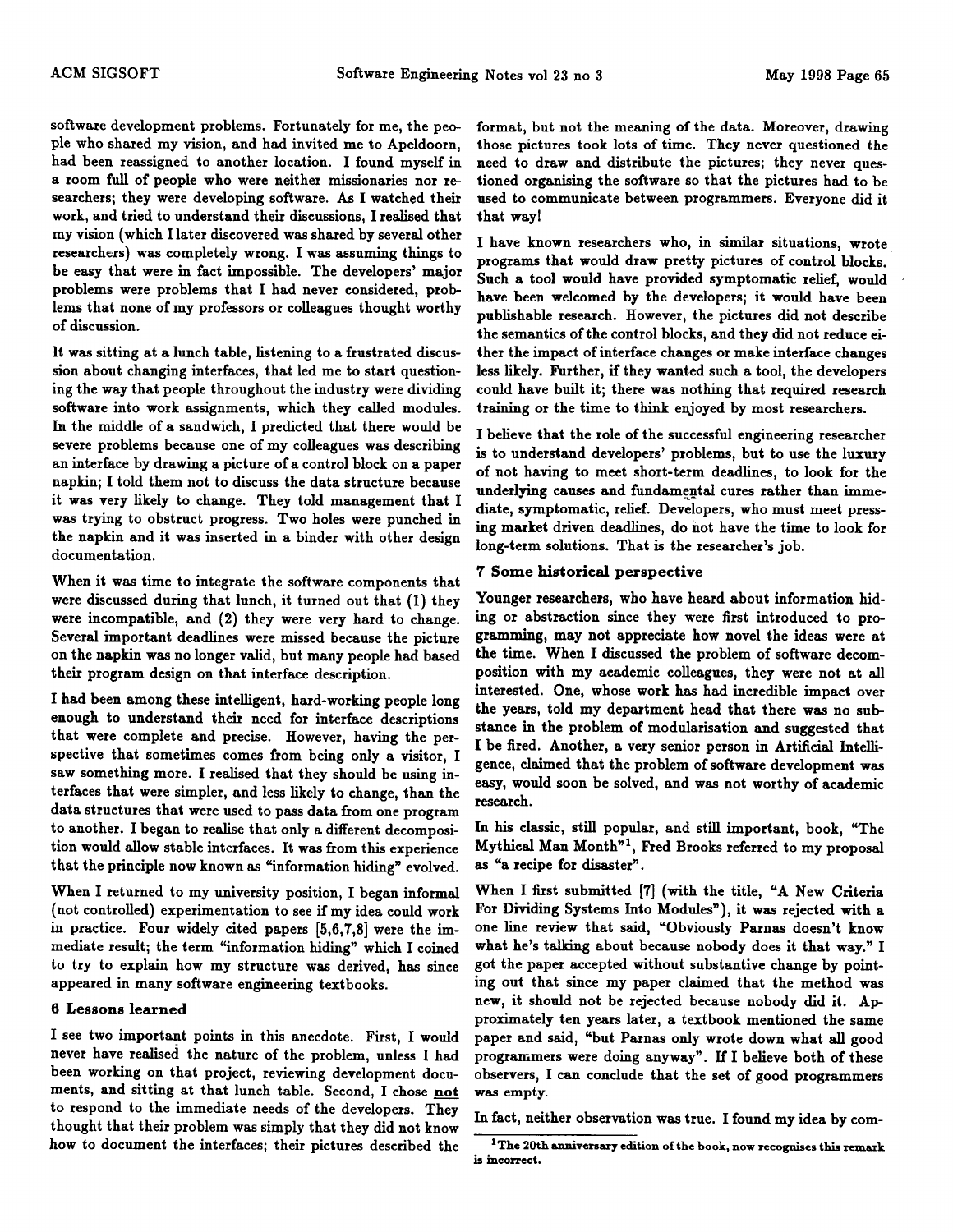software development problems. Fortunately for me, the people who shared my vision, and had invited me to Apeldoorn, had been reassigned to another location. I found myself in a room full of people who were neither missionaries nor researchers; they were developing software. As I watched their work, and tried to understand their discussions, I realised that my vision (which I later discovered was shared by several other researchers) was completely wrong. I was assuming things to be easy that were in fact impossible. The developers' major problems were problems that I had never considered, problems that none of my professors or colleagues thought worthy of discussion.

It was sitting at a lunch table, listening to a frustrated discussion about changing interfaces, that led me to start questioning the way that people throughout the industry were dividing software into work assignments, which they called modules. In the middle of a sandwich, I predicted that there would be severe problems because one of my colleagues was describing an interface by drawing a picture of a control block on a paper napkin; I told them not to discuss the data structure because it was very likely to change. They told management that I was trying to obstruct progress. Two holes were punched in the napkin and it was inserted in a binder with other design documentation.

When it was time to integrate the software components that were discussed during that lunch, it turned out that (1) they were incompatible, and (2) they were very hard to change. Several important deadlines were missed because the picture on the napkin was no longer valid, but many people had based their program design on that interface description.

I had been among these intelligent, hard-working people long enough to understand their need for interface descriptions that were complete and precise. However, having the perspective that sometimes comes from being only a visitor, I saw something more. I realised that they should be using interfaces that were simpler, and less likely to change, than the data structures that were used to pass data from one program to another. I began to realise that only a different decomposition would allow stable interfaces. It was from this experience that the principle now known as "information hiding" evolved.

When I returned to my university position, I began informal (not controlled) experimentation to see if my idea could work in practice. Four widely cited papers [5,6,7,8] were the immediate result; the term "information hiding" which I coined to try to explain how my structure was derived, has since appeared in many software engineering textbooks.

## 6 Lessons learned

I see two important points in this anecdote. First, I would never have realised the nature of the problem, unless I had been working on that project, reviewing development documents, and sitting at that lunch table. Second, I chose <u>not</u> to respond to the immediate needs of the developers. They thought that their problem was simply that they did not know how to document the interfaces; their pictures described the format, but not the meaning of the data. Moreover, drawing those pictures took lots of time. They never questioned the need to draw and distribute the pictures; they never questioned organising the software so that the pictures had to be used to communicate between programmers. Everyone did it that way!

I have known researchers who, in similar situations, wrote programs that would draw pretty pictures of control blocks. Such a tool would have provided symptomatic relief, would have been welcomed by the developers; it would have been publishable research. However, the pictures did not describe the semantics of the control blocks, and they did not reduce either the impact of interface changes or make interface changes less likely. Further, if they wanted such a tool, the developers could have built it; there was nothing that required research training or the time to think enjoyed by most researchers.

I believe that the role of the successful engineering researcher is to understand developers' problems, but to use the luxury of not having to meet short-term deadlines, to look for the underlying causes and fundamental cures rather than immediate, symptomatic, relief. Developers, who must meet pressing market driven deadlines, do not have the time to look for long-term solutions. That is the researcher's job.

## 7 Some historical perspective

Younger researchers, who have heard about information hiding or abstraction since they were first introduced to programming, may not appreciate how novel the ideas were at the time. When I discussed the problem of software decomposition with my academic colleagues, they were not at all interested. One, whose work has had incredible impact over the years, told my department head that there was no substance in the problem of modularisation and suggested that I be fired. Another, a very senior person in Artificial Intelligence, claimed that the problem of software development was easy, would soon be solved, and was not worthy of academic research.

In his classic, still popular, and still important, book, "The Mythical Man Month"[1], Fred Brooks referred to my proposal as "a recipe for disaster".

When I first submitted [7] (with the title, "A New Criteria For Dividing Systems Into Modules"), it was rejected with a one line review that said, "Obviously Parnas doesn't know what he's talking about because nobody does it that way." I got the paper accepted without substantive change by pointing out that since my paper claimed that the method was new, it should not be rejected because nobody did it. Approximately ten years later, a textbook mentioned the same paper and said, "but Parnas only wrote down what all good programmers were doing anyway". If I believe both of these observers, I can conclude that the set of good programmers was empty.

In fact, neither observation was true. I found my idea by com-

[1] **The 20th anniversary edition of the book, now recognises this remark is incorrect.**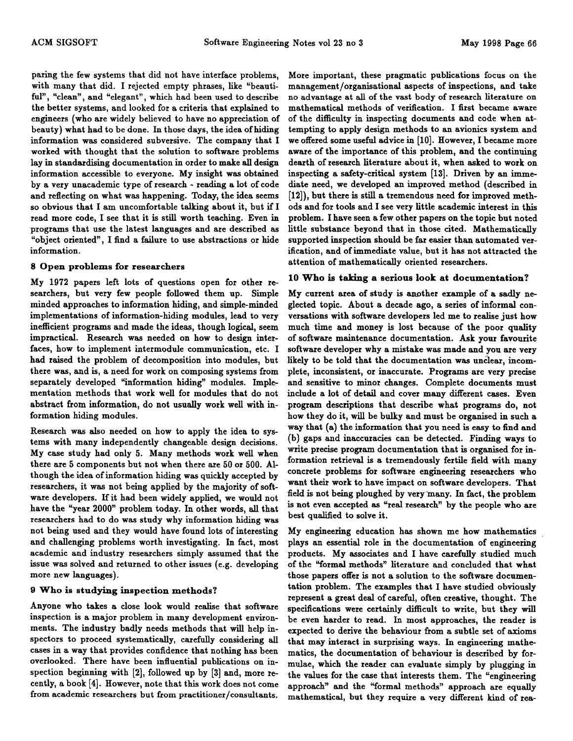paring the few systems that did not have interface problems, with many that did. I rejected empty phrases, like "beautiful", "clean", and "elegant", which had been used to describe the better systems, and looked for a criteria that explained to engineers (who are widely believed to have no appreciation of beauty) what had to be done. In those days, the idea of hiding information was considered subversive. The company that I worked with thought that the solution to software problems lay in standardising documentation in order to make all design information accessible to everyone. My insight was obtained by a very unacademic type of research - reading a lot of code and reflecting on what was happening. Today, the idea seems so obvious that I am uncomfortable talking about it, but if I read more code, I see that it is still worth teaching. Even in programs that use the latest languages and are described as "object oriented", I find a failure to use abstractions or hide information.

### 8 Open problems for researchers

My 1972 papers left lots of questions open for other researchers, but very few people followed them up. Simple minded approaches to information hiding, and simple-minded implementations of information-hiding modules, lead to very inefficient programs and made the ideas, though logical, seem impractical. Research was needed on how to design interfaces, how to implement intermodule communication, etc. I had raised the problem of decomposition into modules, but there was, and is, a need for work on composing systems from separately developed "information hiding" modules. Implementation methods that work well for modules that do not abstract from information, do not usually work well with information hiding modules.

Research was also needed on how to apply the idea to systems with many independently changeable design decisions. My case study had only 5. Many methods work well when there are 5 components but not when there are 50 or 500. Although the idea of information hiding was quickly accepted by researchers, it was not being applied by the majority of software developers. If it had been widely applied, we would not have the "year 2000" problem today. In other words, all that researchers had to do was study why information hiding was not being used and they would have found lots of interesting and challenging problems worth investigating. In fact, most academic and industry researchers simply assumed that the issue was solved and returned to other issues (e.g. developing more new languages).

### 9 Who is studying inspection methods?

Anyone who takes a close look would realise that software inspection is a major problem in many development environments. The industry badly needs methods that will help inspectors to proceed systematically, carefully considering all cases in a way that provides confidence that nothing has been overlooked. There have been influential publications on inspection beginning with [2], followed up by [3] and, more recently, a book [4]. However, note that this work does not come from academic researchers but from practitioner/consultants. More important, these pragmatic publications focus on the management/organisational aspects of inspections, and take no advantage at all of the vast body of research literature on mathematical methods of verification. I first became aware of the difficulty in inspecting documents and code when attempting to apply design methods to an avionics system and we offered some useful advice in [10]. However, I became more aware of the importance of this problem, and the continuing dearth of research literature about it, when asked to work on inspecting a safety-critical system [13]. Driven by an immediate need, we developed an improved method (described in [12]), but there is still a tremendous need for improved methods and for tools and I see very little academic interest in this problem. I have seen a few other papers on the topic but noted little substance beyond that in those cited. Mathematically supported inspection should be far easier than automated verification, and of immediate value, but it has not attracted the attention of mathematically oriented researchers.

### 10 Who is taking a serious look at documentation?

My current area of study is another example of a sadly neglected topic. About a decade ago, a series of informal conversations with software developers led me to realise just how much time and money is lost because of the poor quality of software maintenance documentation. Ask your favourite software developer why a mistake was made and you are very likely to be told that the documentation was unclear, incomplete, inconsistent, or inaccurate. Programs are very precise and sensitive to minor changes. Complete documents must include a lot of detail and cover many different cases. Even program descriptions that describe what programs do, not how they do it, will be bulky and must be organised in such a way that (a) the information that you need is easy to find and (b) gaps and inaccuracies can be detected. Finding ways to write precise program documentation that is organised for information retrieval is a tremendously fertile field with many concrete problems for software engineering researchers who want their work to have impact on software developers. That field is not being ploughed by very many. In fact, the problem is not even accepted as "real research" by the people who are best qualified to solve it.

My engineering education has shown me how mathematics plays an essential role in the documentation of engineering products. My associates and I have carefully studied much of the "formal methods" literature and concluded that what those papers offer is not a solution to the software documentation problem. The examples that I have studied obviously represent a great deal of careful, often creative, thought. The specifications were certainly difficult to write, but they will be even harder to read. In most approaches, the reader is expected to derive the behaviour from a subtle set of axioms that may interact in surprising ways. In engineering mathematics, the documentation of behaviour is described by formulae, which the reader can evaluate simply by plugging in the values for the case that interests them. The "engineering approach" and the "formal methods" approach are equally mathematical, but they require a very different kind of rea-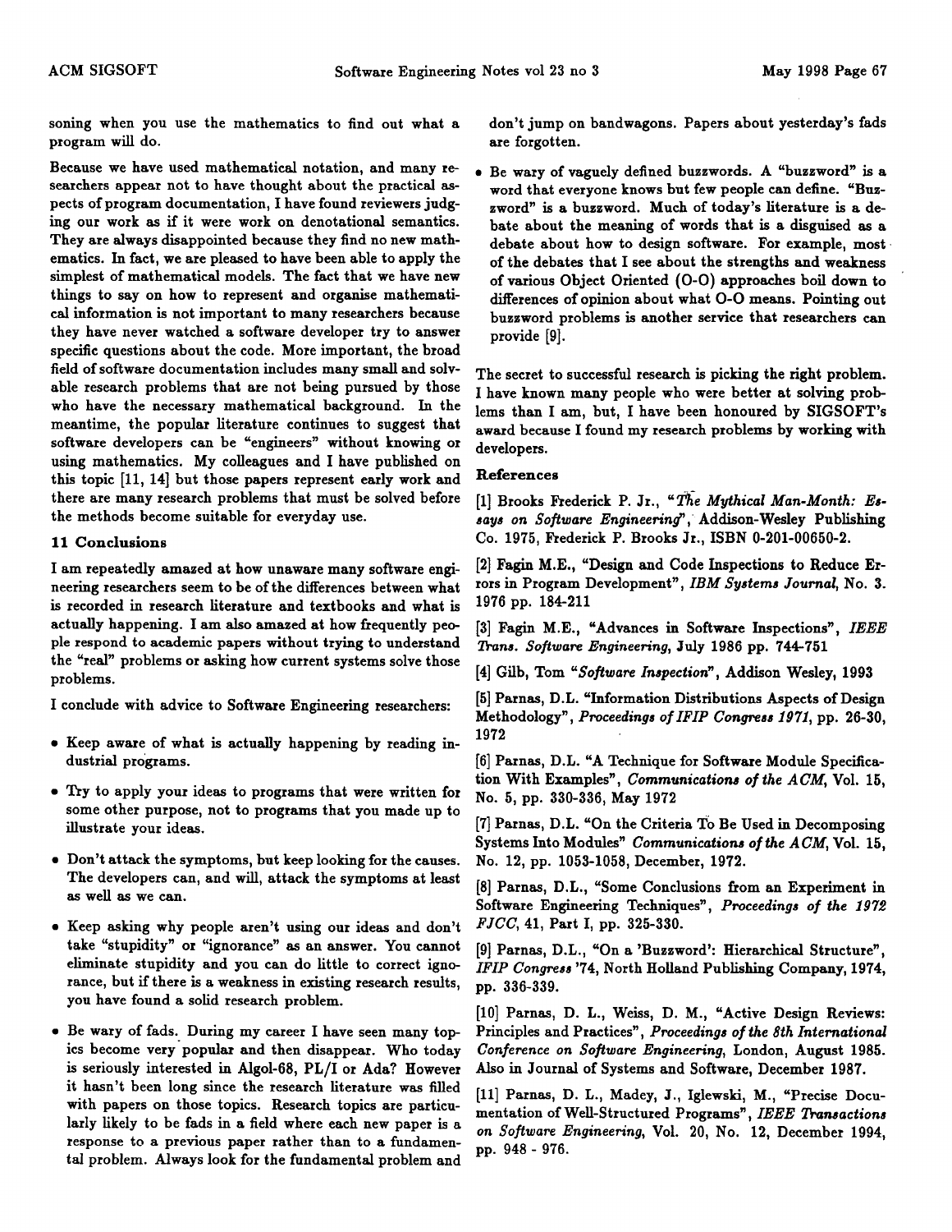soning when you use the mathematics to find out what a program will do.

Because we have used mathematical notation, and many researchers appear not to have thought about the practical aspects of program documentation, I have found reviewers judging our work as if it were work on denotational semantics. They are always disappointed because they find no new mathematics. In fact, we are pleased to have been able to apply the simplest of mathematical models. The fact that we have new things to say on how to represent and organise mathematical information is not important to many researchers because they have never watched a software developer try to answer specific questions about the code. More important, the broad field of software documentation includes many small and solvable research problems that are not being pursued by those who have the necessary mathematical background. In the meantime, the popular literature continues to suggest that software developers can be "engineers" without knowing or using mathematics. My colleagues and I have published on this topic [11, 14] but those papers represent early work and there are many research problems that must be solved before the methods become suitable for everyday use.

### 11 Conclusions

I am repeatedly amazed at how unaware many software engineering researchers seem to be of the differences between what is recorded in research literature and textbooks and what is actually happening. I am also amazed at how frequently people respond to academic papers without trying to understand the "real" problems or asking how current systems solve those problems.

I conclude with advice to Software Engineering researchers:

- Keep aware of what is actually happening by reading industrial programs.
- Try to apply your ideas to programs that were written for some other purpose, not to programs that you made up to illustrate your ideas.
- Don't attack the symptoms, but keep looking for the causes. The developers can, and will, attack the symptoms at least as well as we can.
- Keep asking why people aren't using our ideas and don't take "stupidity" or "ignorance" as an answer. You cannot eliminate stupidity and you can do little to correct ignorance, but if there is a weakness in existing research results, you have found a solid research problem.
- Be wary of fads. During my career I have seen many topics become very popular and then disappear. Who today is seriously interested in Algol-68, PL/I or Ada? However it hasn't been long since the research literature was filled with papers on those topics. Research topics are particularly likely to be fads in a field where each new paper is a response to a previous paper rather than to a fundamental problem. Always look for the fundamental problem and don't jump on bandwagons. Papers about yesterday's fads are forgotten.
- Be wary of vaguely defined buzzwords. A "buzzword" is a word that everyone knows but few people can define. "Buzzword" is a buzzword. Much of today's literature is a debate about the meaning of words that is a disguised as a debate about how to design software. For example, most of the debates that I see about the strengths and weakness of various Object Oriented (O-O) approaches boil down to differences of opinion about what O-O means. Pointing out buzzword problems is another service that researchers can provide [9].

The secret to successful research is picking the right problem. I have known many people who were better at solving problems than I am, but, I have been honoured by SIGSOFT's award because I found my research problems by working with developers.

### References

[1] Brooks Frederick P. Jr., "*The Mythical Man-Month: Essays on Software Engineering*", Addison-Wesley Publishing Co. 1975, Frederick P. Brooks Jr., ISBN 0-201-00650-2.

[2] Fagin M.E., "Design and Code Inspections to Reduce Errors in Program Development", *IBM Systems Journal*, No. 3. 1976 pp. 184-211

[3] Fagin M.E., "Advances in Software Inspections", *IEEE Trans. Software Engineering*, July 1986 pp. 744-751

[4] Gilb, Tom "*Software Inspection*", Addison Wesley, 1993

[5] Parnas, D.L. "Information Distributions Aspects of Design Methodology", *Proceedings of IFIP Congress 1971*, pp. 26-30, 1972

[6] Parnas, D.L. "A Technique for Software Module Specification With Examples", *Communications of the ACM*, Vol. 15, No. 5, pp. 330-336, May 1972

[7] Parnas, D.L. "On the Criteria To Be Used in Decomposing Systems Into Modules" *Communications of the ACM*, Vol. 15, No. 12, pp. 1053-1058, December, 1972.

[8] Parnas, D.L., "Some Conclusions from an Experiment in Software Engineering Techniques", *Proceedings of the 1972 FJCC*, 41, Part I, pp. 325-330.

[9] Parnas, D.L., "On a 'Buzzword': Hierarchical Structure", *IFIP Congress '74*, North Holland Publishing Company, 1974, pp. 336-339.

[10] Parnas, D. L., Weiss, D. M., "Active Design Reviews: Principles and Practices", *Proceedings of the 8th International Conference on Software Engineering*, London, August 1985. Also in Journal of Systems and Software, December 1987.

[11] Parnas, D. L., Madey, J., Iglewski, M., "Precise Documentation of Well-Structured Programs", *IEEE Transactions on Software Engineering*, Vol. 20, No. 12, December 1994, pp. 948 - 976.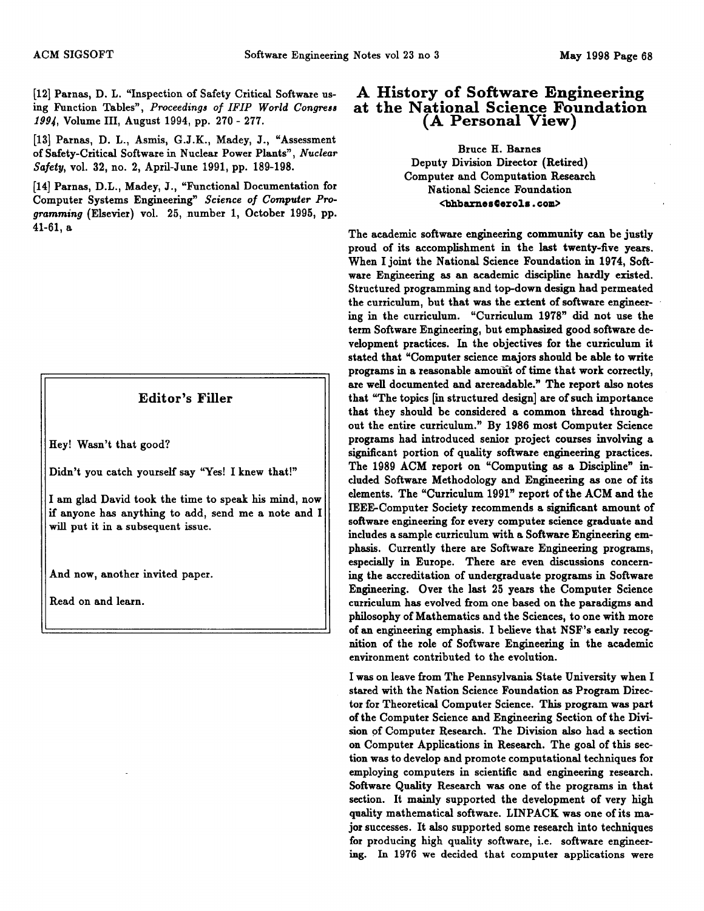[12] Parnas, D. L. "Inspection of Safety Critical Software using Function Tables", *Proceedings of IFIP World Congress 1994*, Volume III, August 1994, pp. 270 - 277.

[13] Parnas, D. L., Asmis, G.J.K., Madey, J., "Assessment of Safety-Critical Software in Nuclear Power Plants", *Nuclear Safety*, vol. 32, no. 2, April-June 1991, pp. 189-198.

[14] Parnas, D.L., Madey, J., "Functional Documentation for Computer Systems Engineering" *Science of Computer Programming* (Elsevier) vol. 25, number 1, October 1995, pp. 41-61, a

### Editor's Filler

Hey! Wasn't that good?

Didn't you catch yourself say "Yes! I knew that!"

I am glad David took the time to speak his mind, now if anyone has anything to add, send me a note and I will put it in a subsequent issue.

And now, another invited paper.

Read on and learn.

# A History of Software Engineering at the National Science Foundation (A Personal View)

Bruce H. Barnes
Deputy Division Director (Retired)
Computer and Computation Research
National Science Foundation
<bhbarnes@erols.com>

The academic software engineering community can be justly proud of its accomplishment in the last twenty-five years. When I joint the National Science Foundation in 1974, Software Engineering as an academic discipline hardly existed. Structured programming and top-down design had permeated the curriculum, but that was the extent of software engineering in the curriculum. "Curriculum 1978" did not use the term Software Engineering, but emphasized good software development practices. In the objectives for the curriculum it stated that "Computer science majors should be able to write programs in a reasonable amount of time that work correctly, are well documented and arereadable." The report also notes that "The topics [in structured design] are of such importance that they should be considered a common thread throughout the entire curriculum." By 1986 most Computer Science programs had introduced senior project courses involving a significant portion of quality software engineering practices. The 1989 ACM report on "Computing as a Discipline" included Software Methodology and Engineering as one of its elements. The "Curriculum 1991" report of the ACM and the IEEE-Computer Society recommends a significant amount of software engineering for every computer science graduate and includes a sample curriculum with a Software Engineering emphasis. Currently there are Software Engineering programs, especially in Europe. There are even discussions concerning the accreditation of undergraduate programs in Software Engineering. Over the last 25 years the Computer Science curriculum has evolved from one based on the paradigms and philosophy of Mathematics and the Sciences, to one with more of an engineering emphasis. I believe that NSF's early recognition of the role of Software Engineering in the academic environment contributed to the evolution.

I was on leave from The Pennsylvania State University when I stared with the Nation Science Foundation as Program Director for Theoretical Computer Science. This program was part of the Computer Science and Engineering Section of the Division of Computer Research. The Division also had a section on Computer Applications in Research. The goal of this section was to develop and promote computational techniques for employing computers in scientific and engineering research. Software Quality Research was one of the programs in that section. It mainly supported the development of very high quality mathematical software. LINPACK was one of its major successes. It also supported some research into techniques for producing high quality software, i.e. software engineering. In 1976 we decided that computer applications were